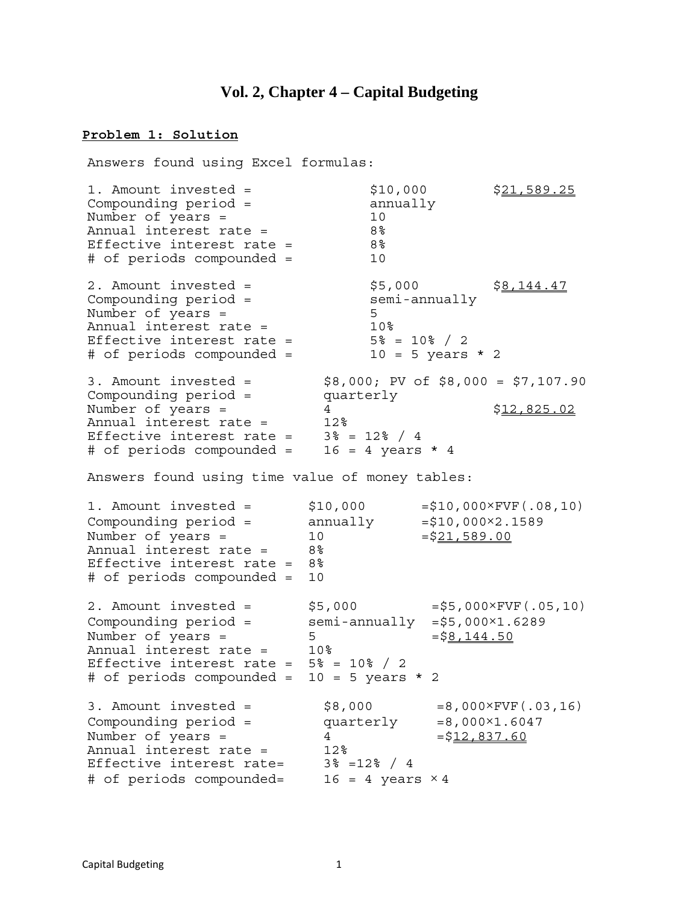# Vol. 2, Chapter 4 – Capital Budgeting

**Problem 1: Solution**

Answers found using Excel formulas:

```
1. Amount invested =            $10,000          $21,589.25
Compounding period =            annually
Number of years =               10
Annual interest rate =          8%
Effective interest rate =       8%
# of periods compounded =       10

2. Amount invested =            $5,000           $8,144.47
Compounding period =            semi-annually
Number of years =               5
Annual interest rate =          10%
Effective interest rate =       5% = 10% / 2
# of periods compounded =       10 = 5 years * 2

3. Amount invested =         $8,000; PV of $8,000 = $7,107.90
Compounding period =         quarterly
Number of years =            4                   $12,825.02
Annual interest rate =       12%
Effective interest rate =    3% = 12% / 4
# of periods compounded =    16 = 4 years * 4
```

Answers found using time value of money tables:

```
1. Amount invested =       $10,000       =$10,000×FVF(.08,10)
Compounding period =       annually      =$10,000×2.1589
Number of years =          10            =$21,589.00
Annual interest rate =     8%
Effective interest rate =  8%
# of periods compounded =  10

2. Amount invested =       $5,000          =$5,000×FVF(.05,10)
Compounding period =       semi-annually   =$5,000×1.6289
Number of years =          5               =$8,144.50
Annual interest rate =     10%
Effective interest rate =  5% = 10% / 2
# of periods compounded =  10 = 5 years * 2

3. Amount invested =         $8,000        =8,000×FVF(.03,16)
Compounding period =         quarterly     =8,000×1.6047
Number of years =            4             =$12,837.60
Annual interest rate =       12%
Effective interest rate=     3% =12% / 4
# of periods compounded=     16 = 4 years ×4
```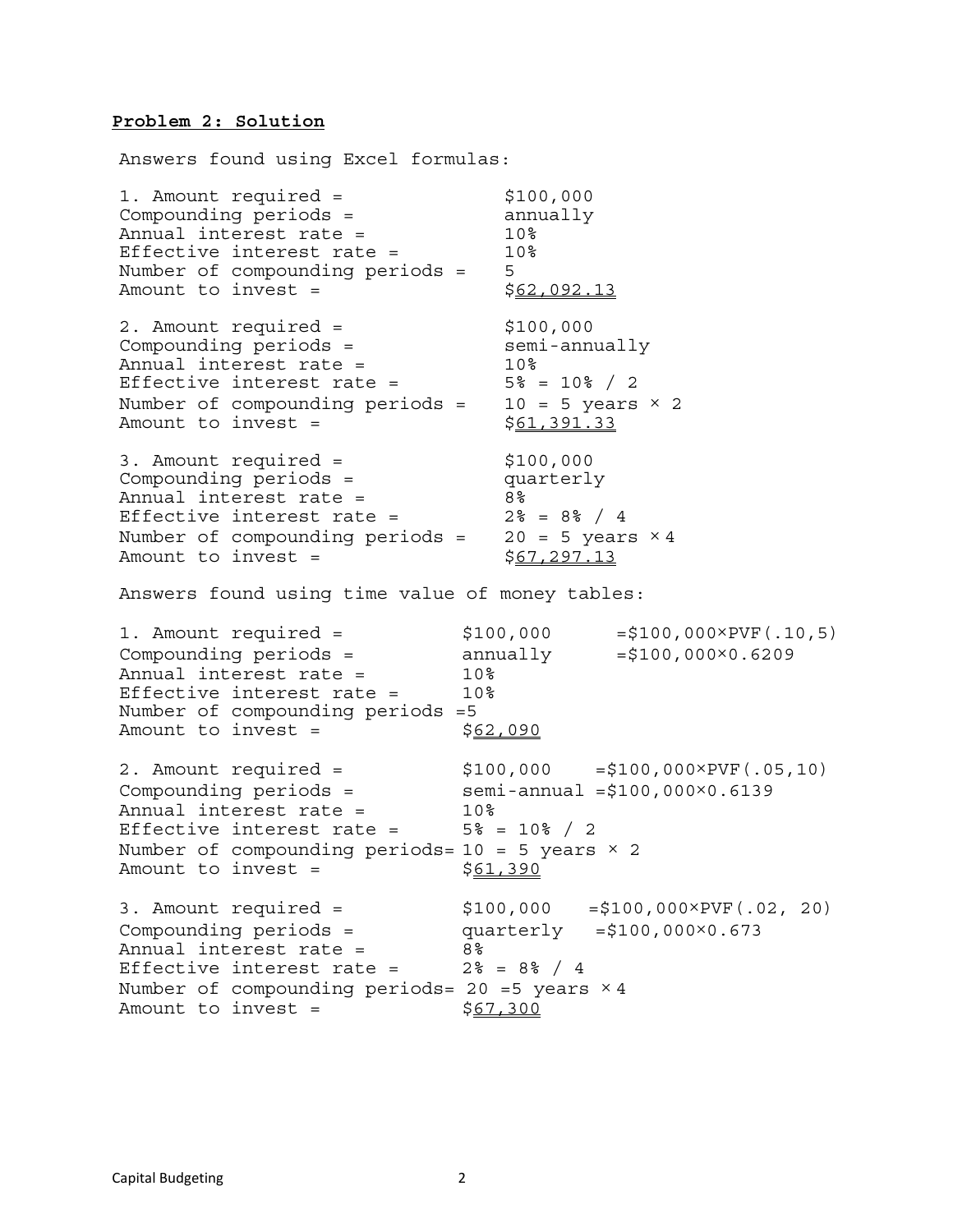**Problem 2: Solution**

Answers found using Excel formulas:

```
1. Amount required =               $100,000
Compounding periods =              annually
Annual interest rate =             10%
Effective interest rate =          10%
Number of compounding periods =    5
Amount to invest =                 $62,092.13

2. Amount required =               $100,000
Compounding periods =              semi-annually
Annual interest rate =             10%
Effective interest rate =          5% = 10% / 2
Number of compounding periods =    10 = 5 years × 2
Amount to invest =                 $61,391.33

3. Amount required =               $100,000
Compounding periods =              quarterly
Annual interest rate =             8%
Effective interest rate =          2% = 8% / 4
Number of compounding periods =    20 = 5 years × 4
Amount to invest =                 $67,297.13
```

Answers found using time value of money tables:

```
1. Amount required =            $100,000      =$100,000×PVF(.10,5)
Compounding periods =           annually      =$100,000×0.6209
Annual interest rate =          10%
Effective interest rate =       10%
Number of compounding periods =5
Amount to invest =              $62,090

2. Amount required =            $100,000    =$100,000×PVF(.05,10)
Compounding periods =           semi-annual =$100,000×0.6139
Annual interest rate =          10%
Effective interest rate =       5% = 10% / 2
Number of compounding periods= 10 = 5 years × 2
Amount to invest =              $61,390

3. Amount required =            $100,000   =$100,000×PVF(.02, 20)
Compounding periods =           quarterly   =$100,000×0.673
Annual interest rate =          8%
Effective interest rate =       2% = 8% / 4
Number of compounding periods= 20 =5 years ×4
Amount to invest =              $67,300
```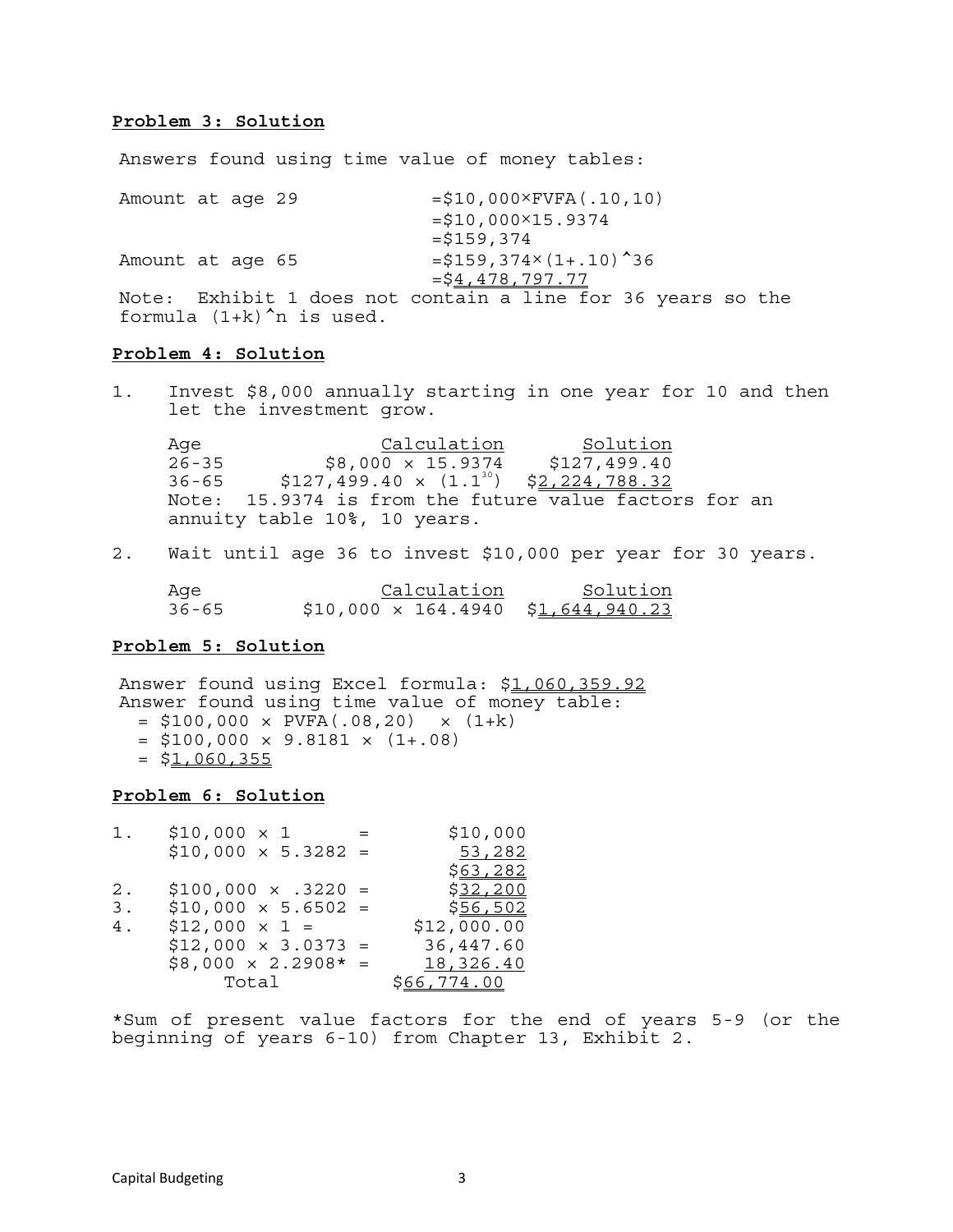**Problem 3: Solution**

Answers found using time value of money tables:

| | |
|---|---|
| Amount at age 29 | =\$10,000×FVFA(.10,10) |
| | =\$10,000×15.9374 |
| | =\$159,374 |
| Amount at age 65 | =\$159,374×(1+.10)^36 |
| | =\$<u>4,478,797.77</u> |

Note: Exhibit 1 does not contain a line for 36 years so the formula (1+k)^n is used.

**Problem 4: Solution**

1. Invest \$8,000 annually starting in one year for 10 and then let the investment grow.

| Age | Calculation | Solution |
|---|---|---|
| 26-35 | \$8,000 × 15.9374 | \$127,499.40 |
| 36-65 | \$127,499.40 × $(1.1^{30})$ | \$<u>2,224,788.32</u> |

Note: 15.9374 is from the future value factors for an annuity table 10%, 10 years.

2. Wait until age 36 to invest \$10,000 per year for 30 years.

| Age | Calculation | Solution |
|---|---|---|
| 36-65 | \$10,000 × 164.4940 | \$<u>1,644,940.23</u> |

**Problem 5: Solution**

Answer found using Excel formula: \$<u>1,060,359.92</u>
Answer found using time value of money table:
= \$100,000 × PVFA(.08,20) × (1+k)
= \$100,000 × 9.8181 × (1+.08)
= \$<u>1,060,355</u>

**Problem 6: Solution**

| | | |
|---|---|---|
| 1. | \$10,000 × 1 = | \$10,000 |
| | \$10,000 × 5.3282 = | 53,282 |
| | | \$<u>63,282</u> |
| 2. | \$100,000 × .3220 = | \$<u>32,200</u> |
| 3. | \$10,000 × 5.6502 = | \$<u>56,502</u> |
| 4. | \$12,000 × 1 = | \$12,000.00 |
| | \$12,000 × 3.0373 = | 36,447.60 |
| | \$8,000 × 2.2908* = | 18,326.40 |
| | Total | \$<u>66,774.00</u> |

*Sum of present value factors for the end of years 5-9 (or the beginning of years 6-10) from Chapter 13, Exhibit 2.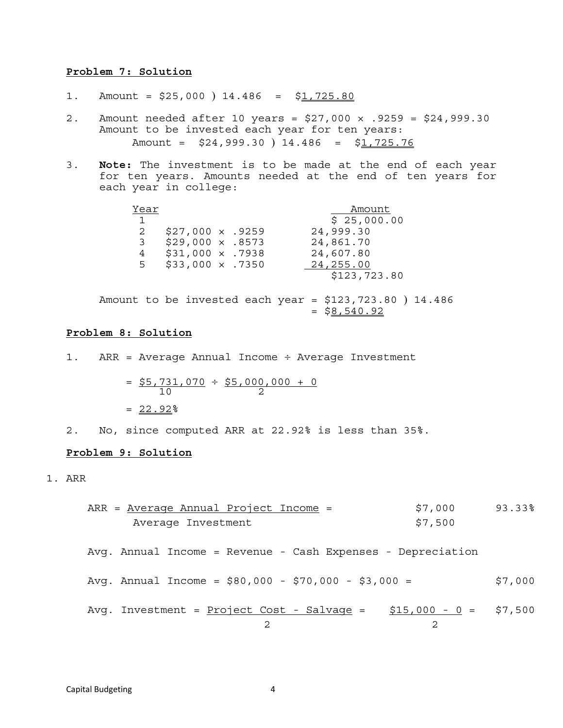**Problem 7: Solution**

1. Amount = $25,000 ) 14.486 = $1,725.80

2. Amount needed after 10 years = $27,000 × .9259 = $24,999.30
   Amount to be invested each year for ten years:
   Amount = $24,999.30 ) 14.486 = $1,725.76

3. **Note:** The investment is to be made at the end of each year for ten years. Amounts needed at the end of ten years for each year in college:

| Year | | Amount |
|---|---|---|
| 1 | | $ 25,000.00 |
| 2 | $27,000 × .9259 | 24,999.30 |
| 3 | $29,000 × .8573 | 24,861.70 |
| 4 | $31,000 × .7938 | 24,607.80 |
| 5 | $33,000 × .7350 | 24,255.00 |
| | | $123,723.80 |

   Amount to be invested each year = $123,723.80 ) 14.486
   = $8,540.92

**Problem 8: Solution**

1. ARR = Average Annual Income ÷ Average Investment

$$= \frac{\$5,731,070}{10} \div \frac{\$5,000,000 + 0}{2}$$

   = 22.92%

2. No, since computed ARR at 22.92% is less than 35%.

**Problem 9: Solution**

1. ARR

$$ARR = \frac{\text{Average Annual Project Income}}{\text{Average Investment}} = \frac{\$7,000}{\$7,500} \quad 93.33\%$$

Avg. Annual Income = Revenue - Cash Expenses - Depreciation

Avg. Annual Income = $80,000 - $70,000 - $3,000 = $7,000

$$\text{Avg. Investment} = \frac{\text{Project Cost - Salvage}}{2} = \frac{\$15,000 - 0}{2} = \$7,500$$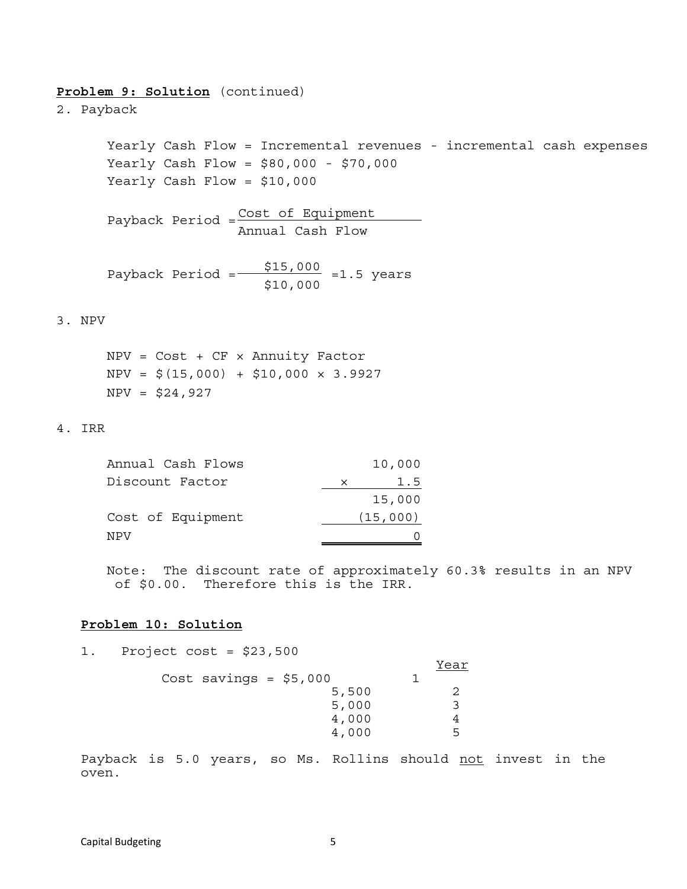**Problem 9: Solution** (continued)

2. Payback

Yearly Cash Flow = Incremental revenues - incremental cash expenses
Yearly Cash Flow = $80,000 - $70,000
Yearly Cash Flow = $10,000

$$\text{Payback Period} = \frac{\text{Cost of Equipment}}{\text{Annual Cash Flow}}$$

$$\text{Payback Period} = \frac{\$15,000}{\$10,000} = 1.5 \text{ years}$$

3. NPV

NPV = Cost + CF × Annuity Factor
NPV = $(15,000) + $10,000 × 3.9927
NPV = $24,927

4. IRR

| | |
|---|---:|
| Annual Cash Flows | 10,000 |
| Discount Factor | × 1.5 |
| | 15,000 |
| Cost of Equipment | (15,000) |
| NPV | 0 |

Note: The discount rate of approximately 60.3% results in an NPV of $0.00. Therefore this is the IRR.

**Problem 10: Solution**

1. Project cost = $23,500

| | Year |
|---|---|
| Cost savings = $5,000 | 1 |
| 5,500 | 2 |
| 5,000 | 3 |
| 4,000 | 4 |
| 4,000 | 5 |

Payback is 5.0 years, so Ms. Rollins should <u>not</u> invest in the oven.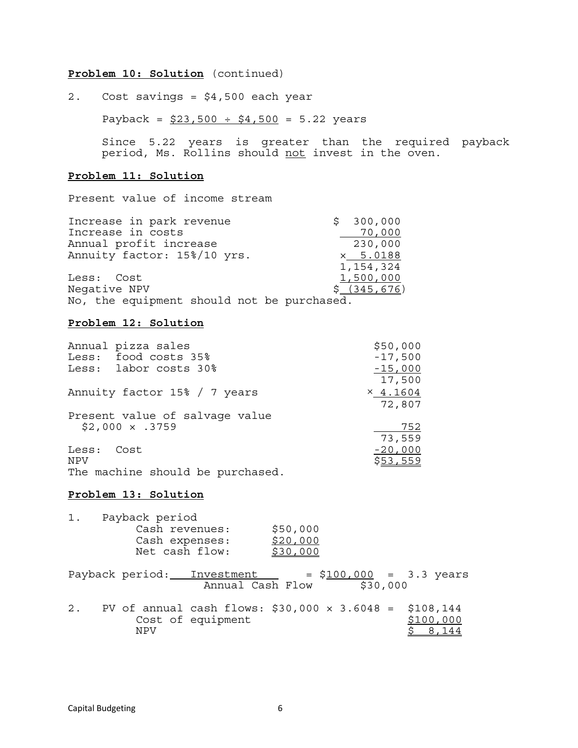**Problem 10: Solution** (continued)

2. Cost savings = $4,500 each year

   Payback = $23,500 ÷ $4,500 = 5.22 years

   Since 5.22 years is greater than the required payback period, Ms. Rollins should not invest in the oven.

**Problem 11: Solution**

Present value of income stream

| | |
|---|---|
| Increase in park revenue | $ 300,000 |
| Increase in costs | 70,000 |
| Annual profit increase | 230,000 |
| Annuity factor: 15%/10 yrs. | × 5.0188 |
| | 1,154,324 |
| Less: Cost | 1,500,000 |
| Negative NPV | $ (345,676) |

No, the equipment should not be purchased.

**Problem 12: Solution**

| | |
|---|---|
| Annual pizza sales | $50,000 |
| Less: food costs 35% | -17,500 |
| Less: labor costs 30% | -15,000 |
| | 17,500 |
| Annuity factor 15% / 7 years | × 4.1604 |
| | 72,807 |
| Present value of salvage value<br>$2,000 × .3759 | 752 |
| | 73,559 |
| Less: Cost | -20,000 |
| NPV | $53,559 |

The machine should be purchased.

**Problem 13: Solution**

1. Payback period

| | |
|---|---|
| Cash revenues: | $50,000 |
| Cash expenses: | $20,000 |
| Net cash flow: | $30,000 |

Payback period: $\frac{\text{Investment}}{\text{Annual Cash Flow}} = \frac{\$100,000}{\$30,000} = 3.3$ years

2. PV of annual cash flows: $30,000 × 3.6048 = $108,144

| | |
|---|---|
| Cost of equipment | $100,000 |
| NPV | $ 8,144 |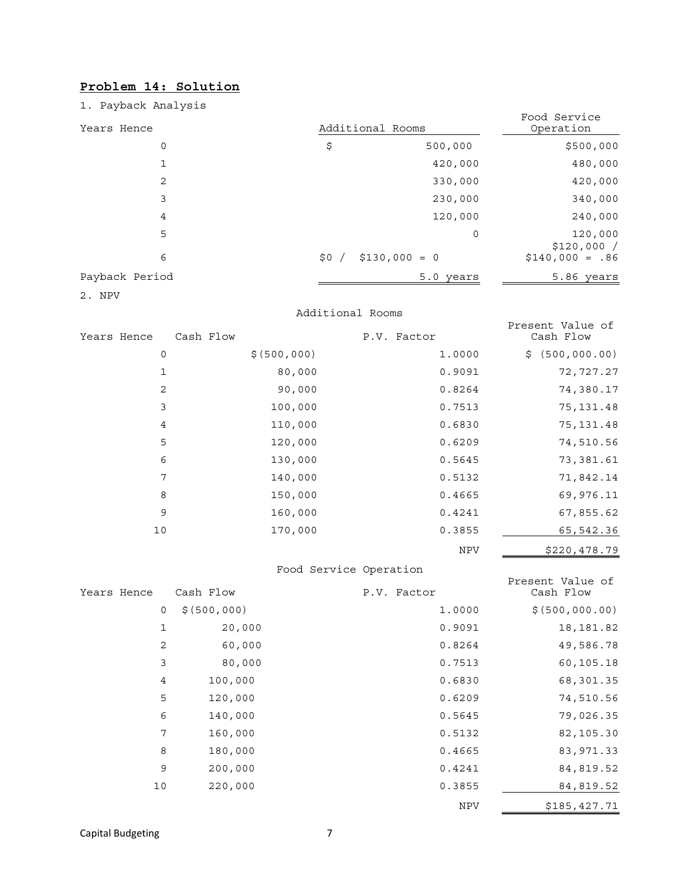**Problem 14: Solution**

1. Payback Analysis

| Years Hence | Additional Rooms | Food Service Operation |
|---|---|---|
| 0 | $ 500,000 | $500,000 |
| 1 | 420,000 | 480,000 |
| 2 | 330,000 | 420,000 |
| 3 | 230,000 | 340,000 |
| 4 | 120,000 | 240,000 |
| 5 | 0 | 120,000 |
| 6 | $0 / $130,000 = 0 | $120,000 / $140,000 = .86 |
| Payback Period | 5.0 years | 5.86 years |

2. NPV

Additional Rooms

| Years Hence | Cash Flow | P.V. Factor | Present Value of Cash Flow |
|---|---|---|---|
| 0 | $(500,000) | 1.0000 | $ (500,000.00) |
| 1 | 80,000 | 0.9091 | 72,727.27 |
| 2 | 90,000 | 0.8264 | 74,380.17 |
| 3 | 100,000 | 0.7513 | 75,131.48 |
| 4 | 110,000 | 0.6830 | 75,131.48 |
| 5 | 120,000 | 0.6209 | 74,510.56 |
| 6 | 130,000 | 0.5645 | 73,381.61 |
| 7 | 140,000 | 0.5132 | 71,842.14 |
| 8 | 150,000 | 0.4665 | 69,976.11 |
| 9 | 160,000 | 0.4241 | 67,855.62 |
| 10 | 170,000 | 0.3855 | 65,542.36 |
| | | NPV | $220,478.79 |

Food Service Operation

| Years Hence | Cash Flow | P.V. Factor | Present Value of Cash Flow |
|---|---|---|---|
| 0 | $(500,000) | 1.0000 | $(500,000.00) |
| 1 | 20,000 | 0.9091 | 18,181.82 |
| 2 | 60,000 | 0.8264 | 49,586.78 |
| 3 | 80,000 | 0.7513 | 60,105.18 |
| 4 | 100,000 | 0.6830 | 68,301.35 |
| 5 | 120,000 | 0.6209 | 74,510.56 |
| 6 | 140,000 | 0.5645 | 79,026.35 |
| 7 | 160,000 | 0.5132 | 82,105.30 |
| 8 | 180,000 | 0.4665 | 83,971.33 |
| 9 | 200,000 | 0.4241 | 84,819.52 |
| 10 | 220,000 | 0.3855 | 84,819.52 |
| | | NPV | $185,427.71 |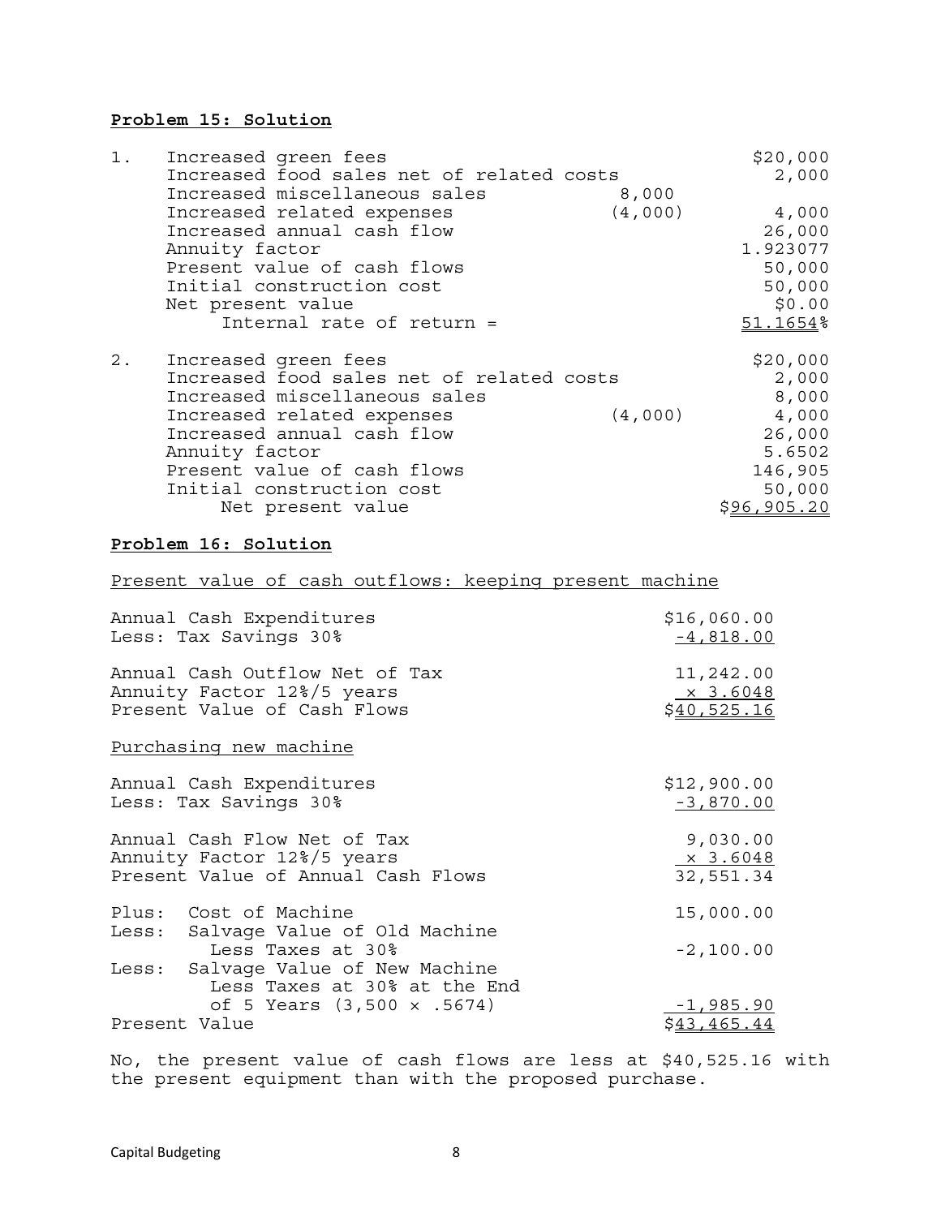**Problem 15: Solution**

1.

| | | |
|---|---|---|
| Increased green fees | | $20,000 |
| Increased food sales net of related costs | | 2,000 |
| Increased miscellaneous sales | 8,000 | |
| Increased related expenses | (4,000) | 4,000 |
| Increased annual cash flow | | 26,000 |
| Annuity factor | | 1.923077 |
| Present value of cash flows | | 50,000 |
| Initial construction cost | | 50,000 |
| Net present value | | $0.00 |
| Internal rate of return = | | 51.1654% |

2.

| | | |
|---|---|---|
| Increased green fees | | $20,000 |
| Increased food sales net of related costs | | 2,000 |
| Increased miscellaneous sales | | 8,000 |
| Increased related expenses | (4,000) | 4,000 |
| Increased annual cash flow | | 26,000 |
| Annuity factor | | 5.6502 |
| Present value of cash flows | | 146,905 |
| Initial construction cost | | 50,000 |
| Net present value | | $96,905.20 |

**Problem 16: Solution**

Present value of cash outflows: keeping present machine

| | |
|---|---|
| Annual Cash Expenditures | $16,060.00 |
| Less: Tax Savings 30% | -4,818.00 |
| Annual Cash Outflow Net of Tax | 11,242.00 |
| Annuity Factor 12%/5 years | × 3.6048 |
| Present Value of Cash Flows | $40,525.16 |

Purchasing new machine

| | |
|---|---|
| Annual Cash Expenditures | $12,900.00 |
| Less: Tax Savings 30% | -3,870.00 |
| Annual Cash Flow Net of Tax | 9,030.00 |
| Annuity Factor 12%/5 years | × 3.6048 |
| Present Value of Annual Cash Flows | 32,551.34 |
| Plus: Cost of Machine | 15,000.00 |
| Less: Salvage Value of Old Machine Less Taxes at 30% | -2,100.00 |
| Less: Salvage Value of New Machine Less Taxes at 30% at the End of 5 Years (3,500 × .5674) | -1,985.90 |
| Present Value | $43,465.44 |

No, the present value of cash flows are less at $40,525.16 with the present equipment than with the proposed purchase.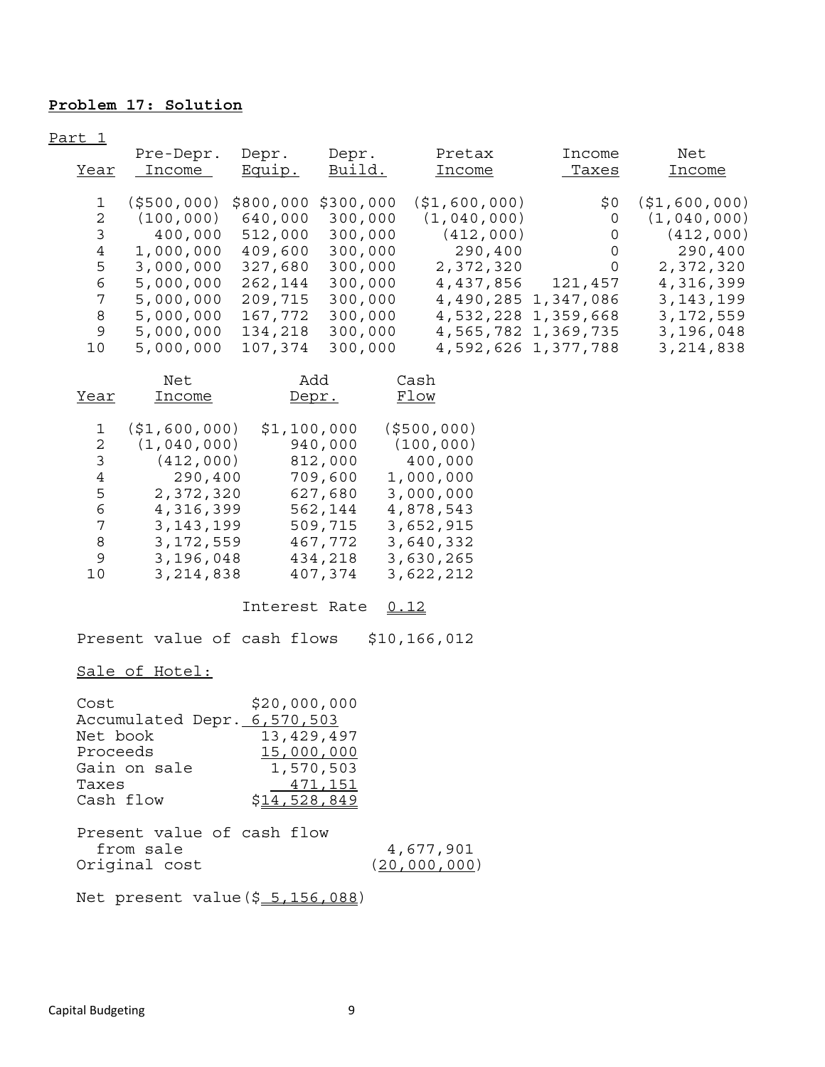**Problem 17: Solution**

Part 1

| Year | Pre-Depr. Income | Depr. Equip. | Depr. Build. | Pretax Income | Income Taxes | Net Income |
|---|---|---|---|---|---|---|
| 1 | ($500,000) | $800,000 | $300,000 | ($1,600,000) | $0 | ($1,600,000) |
| 2 | (100,000) | 640,000 | 300,000 | (1,040,000) | 0 | (1,040,000) |
| 3 | 400,000 | 512,000 | 300,000 | (412,000) | 0 | (412,000) |
| 4 | 1,000,000 | 409,600 | 300,000 | 290,400 | 0 | 290,400 |
| 5 | 3,000,000 | 327,680 | 300,000 | 2,372,320 | 0 | 2,372,320 |
| 6 | 5,000,000 | 262,144 | 300,000 | 4,437,856 | 121,457 | 4,316,399 |
| 7 | 5,000,000 | 209,715 | 300,000 | 4,490,285 | 1,347,086 | 3,143,199 |
| 8 | 5,000,000 | 167,772 | 300,000 | 4,532,228 | 1,359,668 | 3,172,559 |
| 9 | 5,000,000 | 134,218 | 300,000 | 4,565,782 | 1,369,735 | 3,196,048 |
| 10 | 5,000,000 | 107,374 | 300,000 | 4,592,626 | 1,377,788 | 3,214,838 |

| Year | Net Income | Add Depr. | Cash Flow |
|---|---|---|---|
| 1 | ($1,600,000) | $1,100,000 | ($500,000) |
| 2 | (1,040,000) | 940,000 | (100,000) |
| 3 | (412,000) | 812,000 | 400,000 |
| 4 | 290,400 | 709,600 | 1,000,000 |
| 5 | 2,372,320 | 627,680 | 3,000,000 |
| 6 | 4,316,399 | 562,144 | 4,878,543 |
| 7 | 3,143,199 | 509,715 | 3,652,915 |
| 8 | 3,172,559 | 467,772 | 3,640,332 |
| 9 | 3,196,048 | 434,218 | 3,630,265 |
| 10 | 3,214,838 | 407,374 | 3,622,212 |

Interest Rate 0.12

Present value of cash flows $10,166,012

Sale of Hotel:

| | |
|---|---|
| Cost | $20,000,000 |
| Accumulated Depr. | 6,570,503 |
| Net book | 13,429,497 |
| Proceeds | 15,000,000 |
| Gain on sale | 1,570,503 |
| Taxes | 471,151 |
| Cash flow | $14,528,849 |

| | |
|---|---|
| Present value of cash flow from sale | 4,677,901 |
| Original cost | (20,000,000) |

Net present value ($ 5,156,088)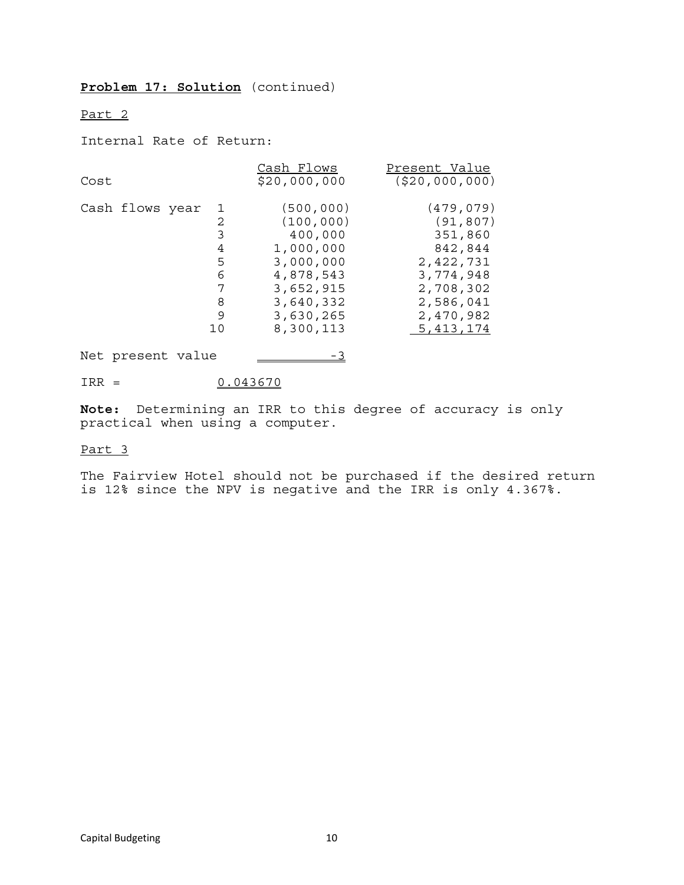**Problem 17: Solution** (continued)

Part 2

Internal Rate of Return:

| | | Cash Flows | Present Value |
|---|---|---|---|
| Cost | | $20,000,000 | ($20,000,000) |
| Cash flows year | 1 | (500,000) | (479,079) |
| | 2 | (100,000) | (91,807) |
| | 3 | 400,000 | 351,860 |
| | 4 | 1,000,000 | 842,844 |
| | 5 | 3,000,000 | 2,422,731 |
| | 6 | 4,878,543 | 3,774,948 |
| | 7 | 3,652,915 | 2,708,302 |
| | 8 | 3,640,332 | 2,586,041 |
| | 9 | 3,630,265 | 2,470,982 |
| | 10 | 8,300,113 | 5,413,174 |
| Net present value | | -3 | |

IRR = 0.043670

**Note:** Determining an IRR to this degree of accuracy is only practical when using a computer.

Part 3

The Fairview Hotel should not be purchased if the desired return is 12% since the NPV is negative and the IRR is only 4.367%.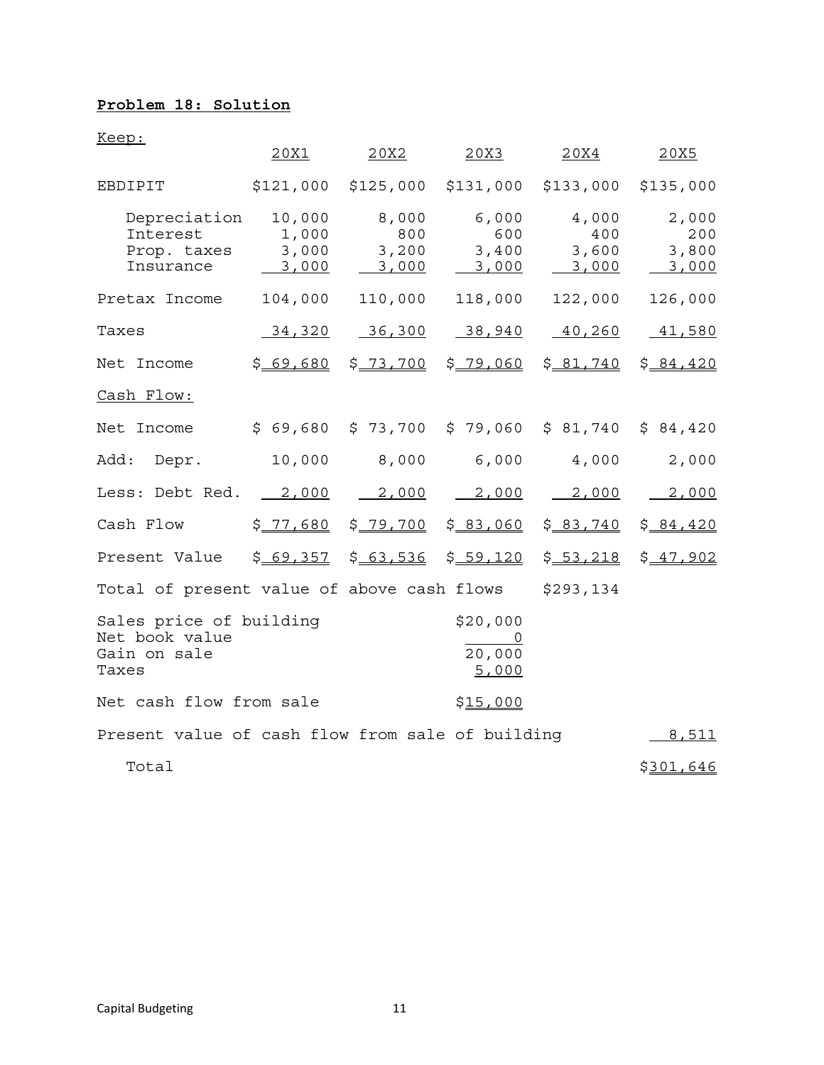**Problem 18: Solution**

Keep:

| | 20X1 | 20X2 | 20X3 | 20X4 | 20X5 |
|---|---|---|---|---|---|
| EBDIPIT | $121,000 | $125,000 | $131,000 | $133,000 | $135,000 |
| Depreciation | 10,000 | 8,000 | 6,000 | 4,000 | 2,000 |
| Interest | 1,000 | 800 | 600 | 400 | 200 |
| Prop. taxes | 3,000 | 3,200 | 3,400 | 3,600 | 3,800 |
| Insurance | 3,000 | 3,000 | 3,000 | 3,000 | 3,000 |
| Pretax Income | 104,000 | 110,000 | 118,000 | 122,000 | 126,000 |
| Taxes | 34,320 | 36,300 | 38,940 | 40,260 | 41,580 |
| Net Income | $ 69,680 | $ 73,700 | $ 79,060 | $ 81,740 | $ 84,420 |
| Cash Flow: | | | | | |
| Net Income | $ 69,680 | $ 73,700 | $ 79,060 | $ 81,740 | $ 84,420 |
| Add: Depr. | 10,000 | 8,000 | 6,000 | 4,000 | 2,000 |
| Less: Debt Red. | 2,000 | 2,000 | 2,000 | 2,000 | 2,000 |
| Cash Flow | $ 77,680 | $ 79,700 | $ 83,060 | $ 83,740 | $ 84,420 |
| Present Value | $ 69,357 | $ 63,536 | $ 59,120 | $ 53,218 | $ 47,902 |
| Total of present value of above cash flows | | | | $293,134 | |
| Sales price of building | | | $20,000 | | |
| Net book value | | | 0 | | |
| Gain on sale | | | 20,000 | | |
| Taxes | | | 5,000 | | |
| Net cash flow from sale | | | $15,000 | | |
| Present value of cash flow from sale of building | | | | | 8,511 |
| Total | | | | | $301,646 |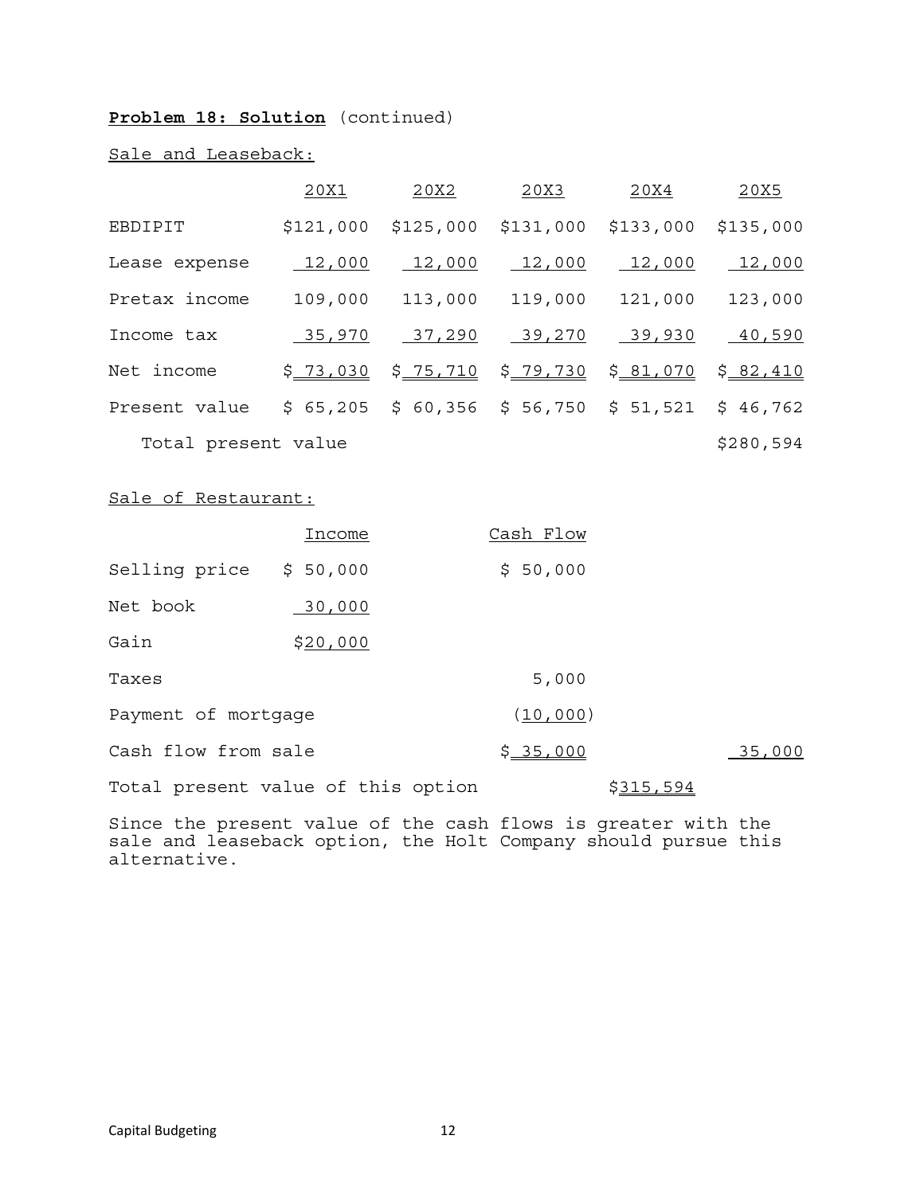**Problem 18: Solution** (continued)

Sale and Leaseback:

| | 20X1 | 20X2 | 20X3 | 20X4 | 20X5 |
|---|---|---|---|---|---|
| EBDIPIT | $121,000 | $125,000 | $131,000 | $133,000 | $135,000 |
| Lease expense | 12,000 | 12,000 | 12,000 | 12,000 | 12,000 |
| Pretax income | 109,000 | 113,000 | 119,000 | 121,000 | 123,000 |
| Income tax | 35,970 | 37,290 | 39,270 | 39,930 | 40,590 |
| Net income | $ 73,030 | $ 75,710 | $ 79,730 | $ 81,070 | $ 82,410 |
| Present value | $ 65,205 | $ 60,356 | $ 56,750 | $ 51,521 | $ 46,762 |
| Total present value | | | | | $280,594 |

Sale of Restaurant:

| | Income | Cash Flow | | |
|---|---|---|---|---|
| Selling price | $ 50,000 | $ 50,000 | | |
| Net book | 30,000 | | | |
| Gain | $20,000 | | | |
| Taxes | | 5,000 | | |
| Payment of mortgage | | (10,000) | | |
| Cash flow from sale | | $ 35,000 | | 35,000 |
| Total present value of this option | | | $315,594 | |

Since the present value of the cash flows is greater with the sale and leaseback option, the Holt Company should pursue this alternative.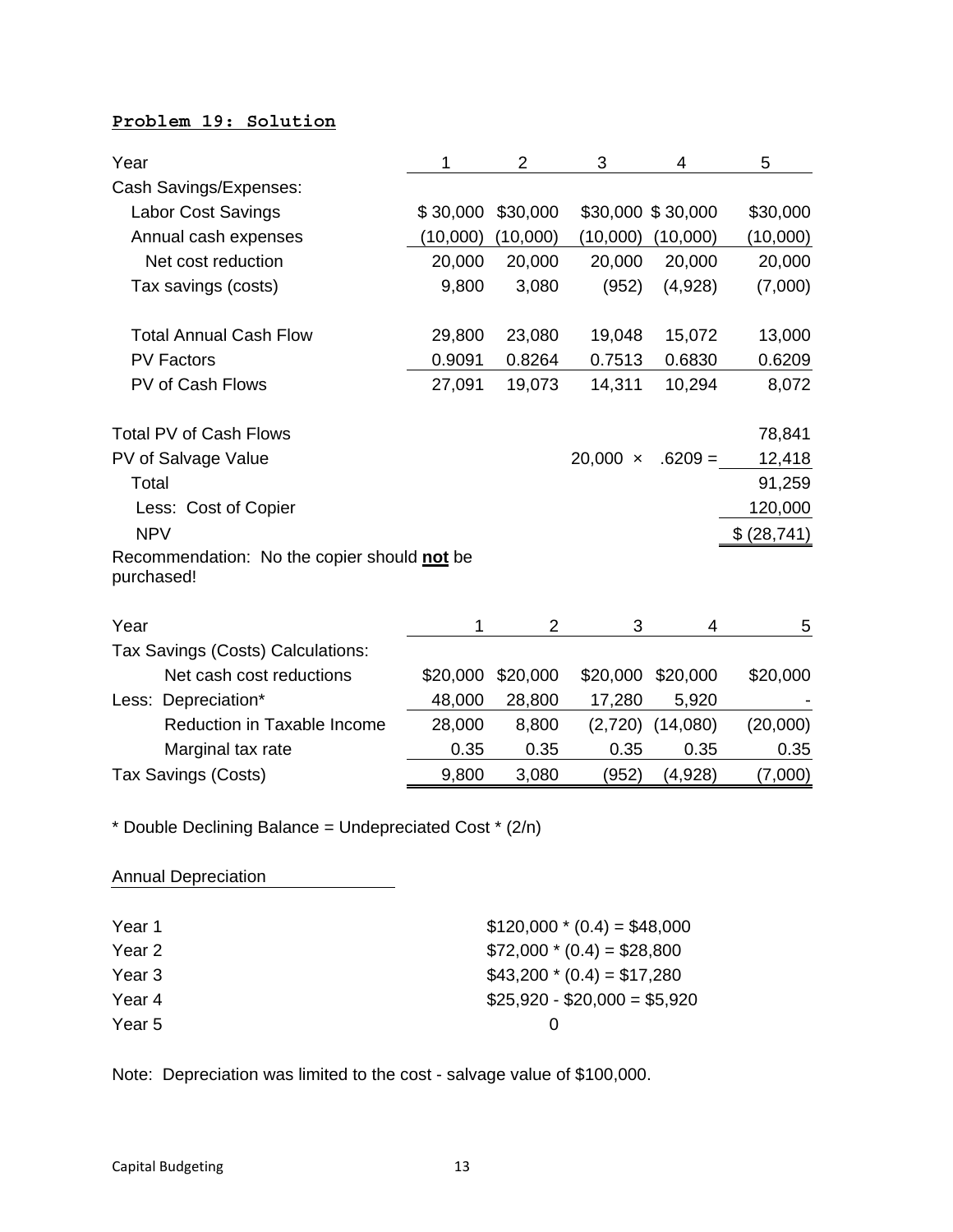**Problem 19: Solution**

| Year | 1 | 2 | 3 | 4 | 5 |
|---|---|---|---|---|---|
| Cash Savings/Expenses: | | | | | |
| Labor Cost Savings | $ 30,000 | $30,000 | $30,000 | $ 30,000 | $30,000 |
| Annual cash expenses | (10,000) | (10,000) | (10,000) | (10,000) | (10,000) |
| Net cost reduction | 20,000 | 20,000 | 20,000 | 20,000 | 20,000 |
| Tax savings (costs) | 9,800 | 3,080 | (952) | (4,928) | (7,000) |
| | | | | | |
| Total Annual Cash Flow | 29,800 | 23,080 | 19,048 | 15,072 | 13,000 |
| PV Factors | 0.9091 | 0.8264 | 0.7513 | 0.6830 | 0.6209 |
| PV of Cash Flows | 27,091 | 19,073 | 14,311 | 10,294 | 8,072 |
| | | | | | |
| Total PV of Cash Flows | | | | | 78,841 |
| PV of Salvage Value | | | 20,000 × | .6209 = | 12,418 |
| Total | | | | | 91,259 |
| Less: Cost of Copier | | | | | 120,000 |
| NPV | | | | | $ (28,741) |

Recommendation: No the copier should **not** be purchased!

| Year | 1 | 2 | 3 | 4 | 5 |
|---|---|---|---|---|---|
| Tax Savings (Costs) Calculations: | | | | | |
| Net cash cost reductions | $20,000 | $20,000 | $20,000 | $20,000 | $20,000 |
| Less: Depreciation* | 48,000 | 28,800 | 17,280 | 5,920 | - |
| Reduction in Taxable Income | 28,000 | 8,800 | (2,720) | (14,080) | (20,000) |
| Marginal tax rate | 0.35 | 0.35 | 0.35 | 0.35 | 0.35 |
| Tax Savings (Costs) | 9,800 | 3,080 | (952) | (4,928) | (7,000) |

* Double Declining Balance = Undepreciated Cost * (2/n)

Annual Depreciation

| | |
|---|---|
| Year 1 | $120,000 * (0.4) = $48,000 |
| Year 2 | $72,000 * (0.4) = $28,800 |
| Year 3 | $43,200 * (0.4) = $17,280 |
| Year 4 | $25,920 - $20,000 = $5,920 |
| Year 5 | 0 |

Note: Depreciation was limited to the cost - salvage value of $100,000.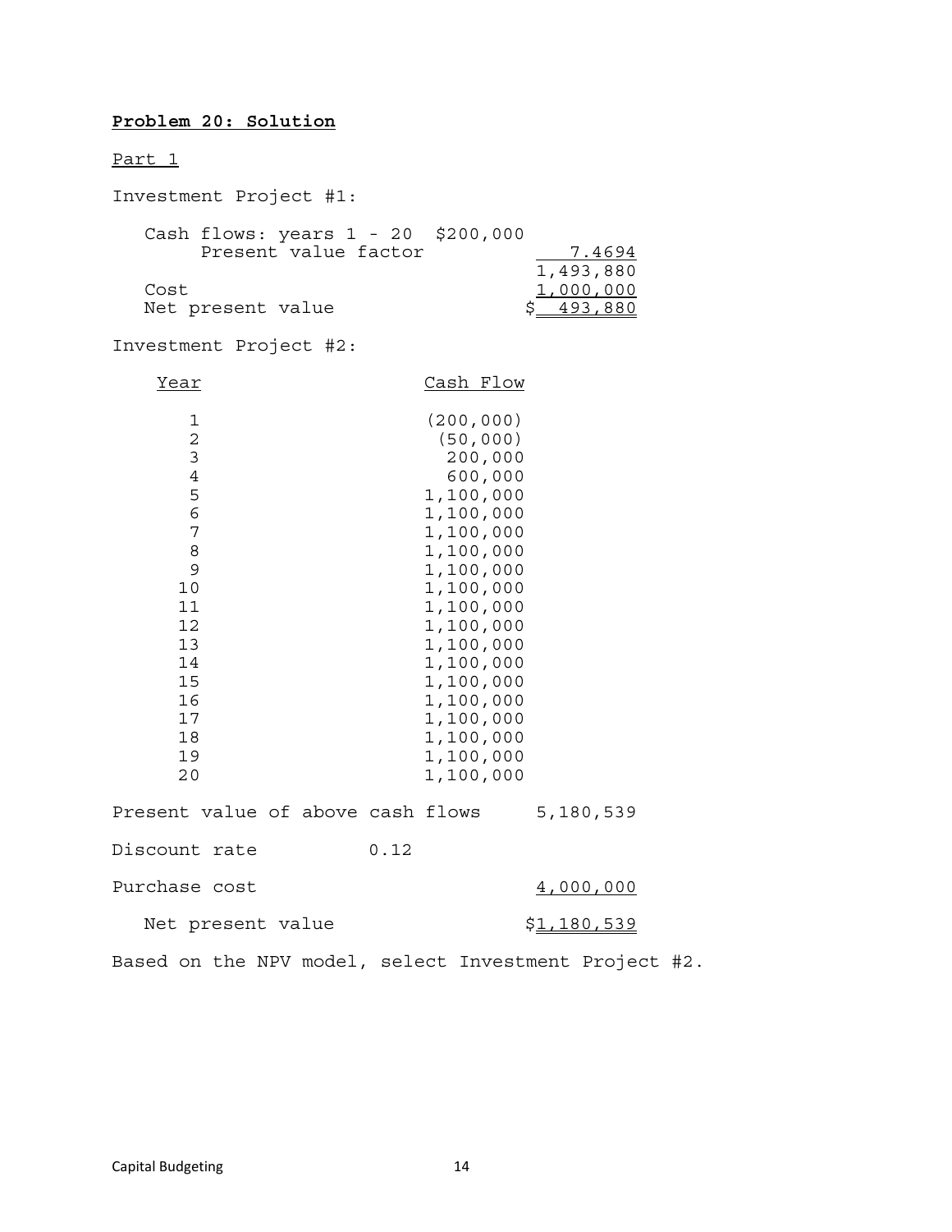**Problem 20: Solution**

Part 1

Investment Project #1:

| | | |
|---|---|---|
| Cash flows: years 1 - 20 | $200,000 | |
| Present value factor | | 7.4694 |
| | | 1,493,880 |
| Cost | | 1,000,000 |
| Net present value | | $ 493,880 |

Investment Project #2:

| Year | Cash Flow |
|---|---|
| 1 | (200,000) |
| 2 | (50,000) |
| 3 | 200,000 |
| 4 | 600,000 |
| 5 | 1,100,000 |
| 6 | 1,100,000 |
| 7 | 1,100,000 |
| 8 | 1,100,000 |
| 9 | 1,100,000 |
| 10 | 1,100,000 |
| 11 | 1,100,000 |
| 12 | 1,100,000 |
| 13 | 1,100,000 |
| 14 | 1,100,000 |
| 15 | 1,100,000 |
| 16 | 1,100,000 |
| 17 | 1,100,000 |
| 18 | 1,100,000 |
| 19 | 1,100,000 |
| 20 | 1,100,000 |

| | | |
|---|---|---|
| Present value of above cash flows | | 5,180,539 |
| Discount rate | 0.12 | |
| Purchase cost | | 4,000,000 |
| Net present value | | $1,180,539 |

Based on the NPV model, select Investment Project #2.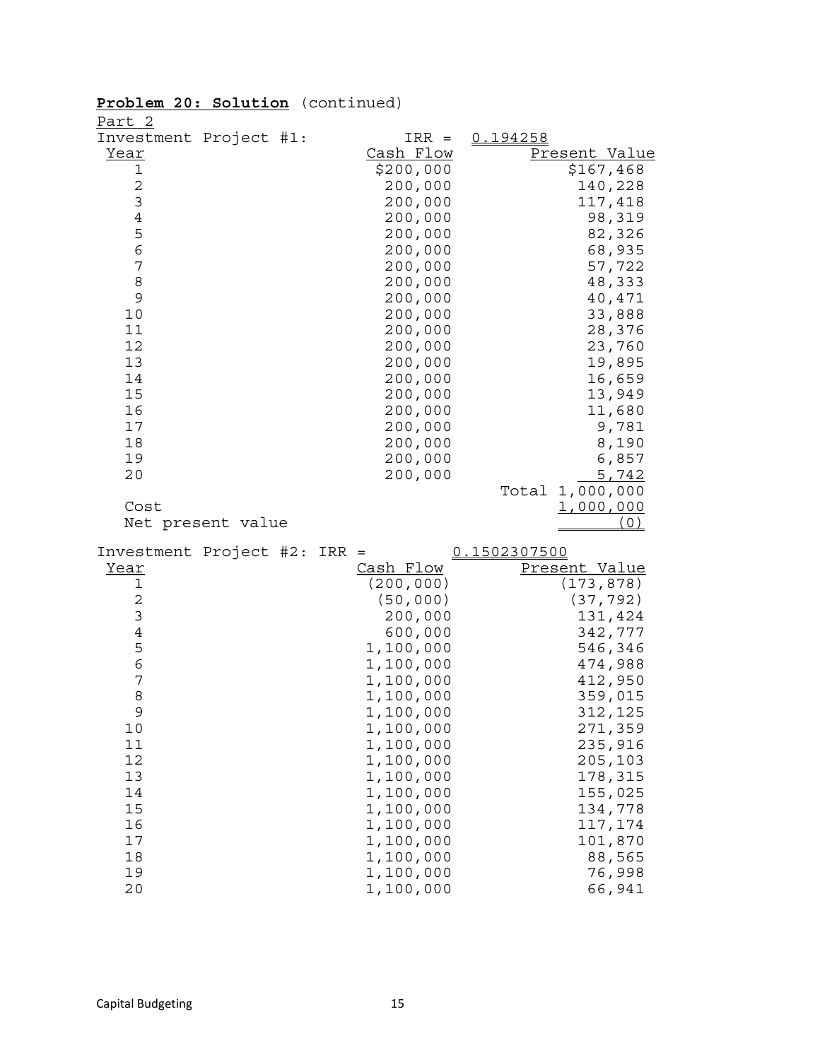**Problem 20: Solution** (continued)

Part 2

Investment Project #1: IRR = 0.194258

| Year | Cash Flow | Present Value |
|---|---|---|
| 1 | $200,000 | $167,468 |
| 2 | 200,000 | 140,228 |
| 3 | 200,000 | 117,418 |
| 4 | 200,000 | 98,319 |
| 5 | 200,000 | 82,326 |
| 6 | 200,000 | 68,935 |
| 7 | 200,000 | 57,722 |
| 8 | 200,000 | 48,333 |
| 9 | 200,000 | 40,471 |
| 10 | 200,000 | 33,888 |
| 11 | 200,000 | 28,376 |
| 12 | 200,000 | 23,760 |
| 13 | 200,000 | 19,895 |
| 14 | 200,000 | 16,659 |
| 15 | 200,000 | 13,949 |
| 16 | 200,000 | 11,680 |
| 17 | 200,000 | 9,781 |
| 18 | 200,000 | 8,190 |
| 19 | 200,000 | 6,857 |
| 20 | 200,000 | 5,742 |
| | | Total 1,000,000 |
| Cost | | 1,000,000 |
| Net present value | | (0) |

Investment Project #2: IRR = 0.1502307500

| Year | Cash Flow | Present Value |
|---|---|---|
| 1 | (200,000) | (173,878) |
| 2 | (50,000) | (37,792) |
| 3 | 200,000 | 131,424 |
| 4 | 600,000 | 342,777 |
| 5 | 1,100,000 | 546,346 |
| 6 | 1,100,000 | 474,988 |
| 7 | 1,100,000 | 412,950 |
| 8 | 1,100,000 | 359,015 |
| 9 | 1,100,000 | 312,125 |
| 10 | 1,100,000 | 271,359 |
| 11 | 1,100,000 | 235,916 |
| 12 | 1,100,000 | 205,103 |
| 13 | 1,100,000 | 178,315 |
| 14 | 1,100,000 | 155,025 |
| 15 | 1,100,000 | 134,778 |
| 16 | 1,100,000 | 117,174 |
| 17 | 1,100,000 | 101,870 |
| 18 | 1,100,000 | 88,565 |
| 19 | 1,100,000 | 76,998 |
| 20 | 1,100,000 | 66,941 |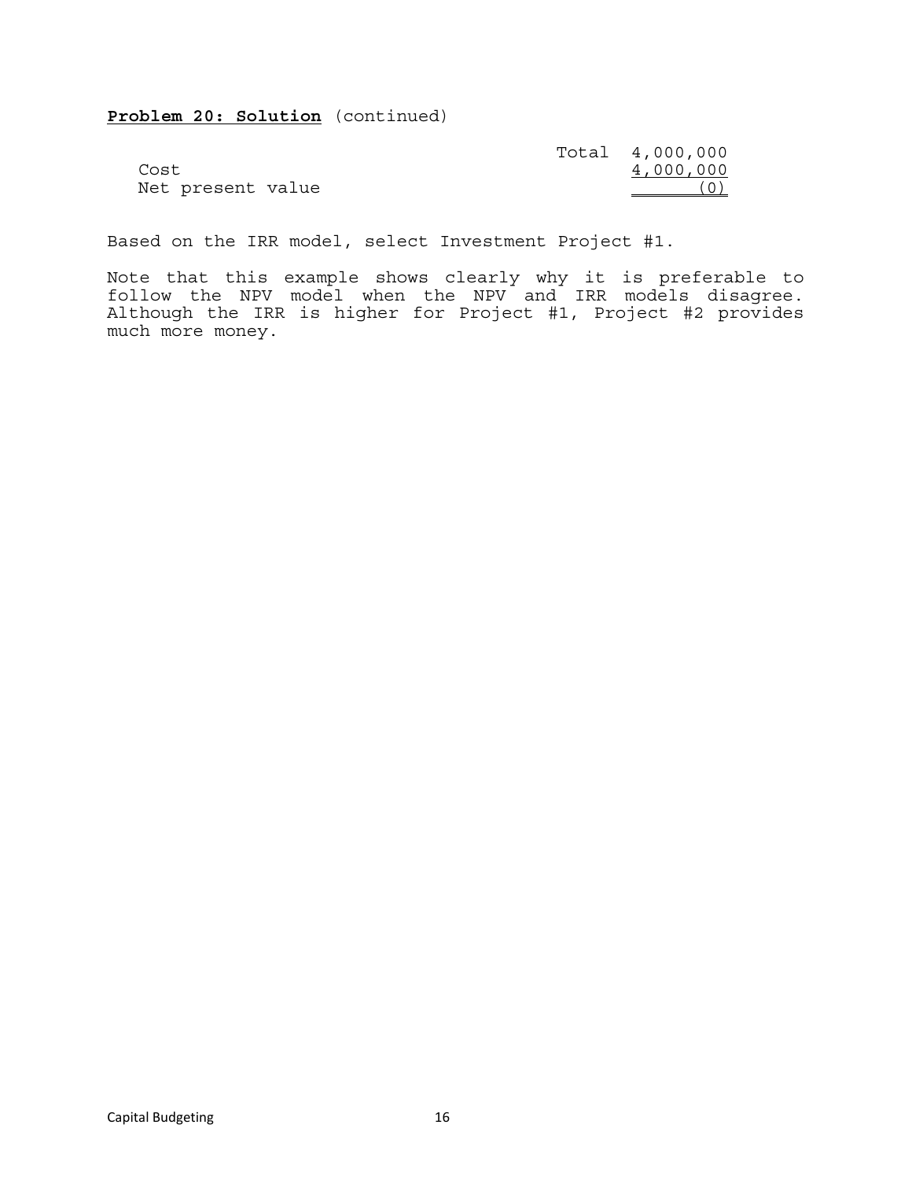**Problem 20: Solution** (continued)

| | | |
|---|---|---|
| | Total | 4,000,000 |
| Cost | | 4,000,000 |
| Net present value | | (0) |

Based on the IRR model, select Investment Project #1.

Note that this example shows clearly why it is preferable to follow the NPV model when the NPV and IRR models disagree. Although the IRR is higher for Project #1, Project #2 provides much more money.